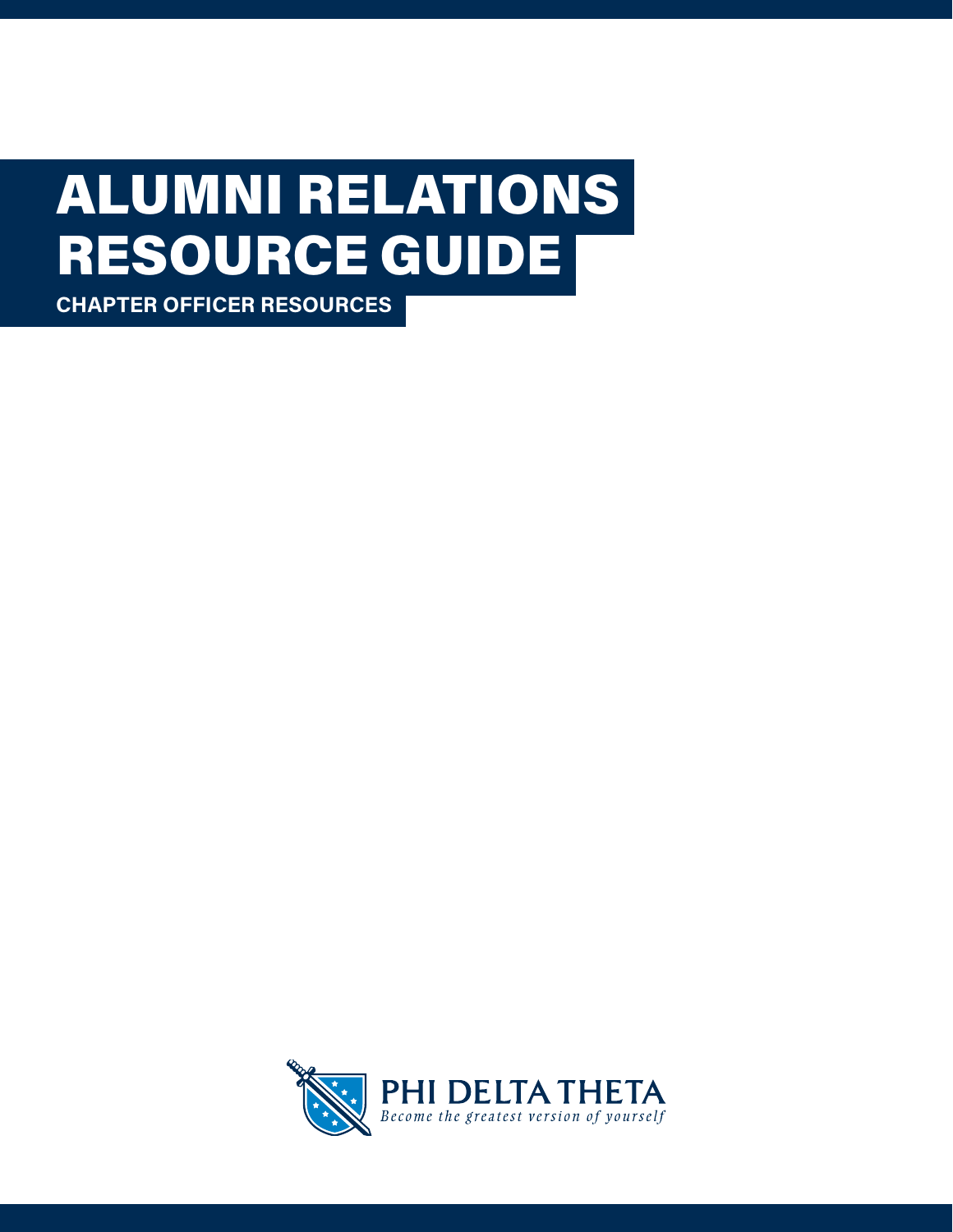# ALUMNI RELATIONS RESOURCE GUIDE

**CHAPTER OFFICER RESOURCES**

PHI DELTA THETA

*Become the greatest version of yourself*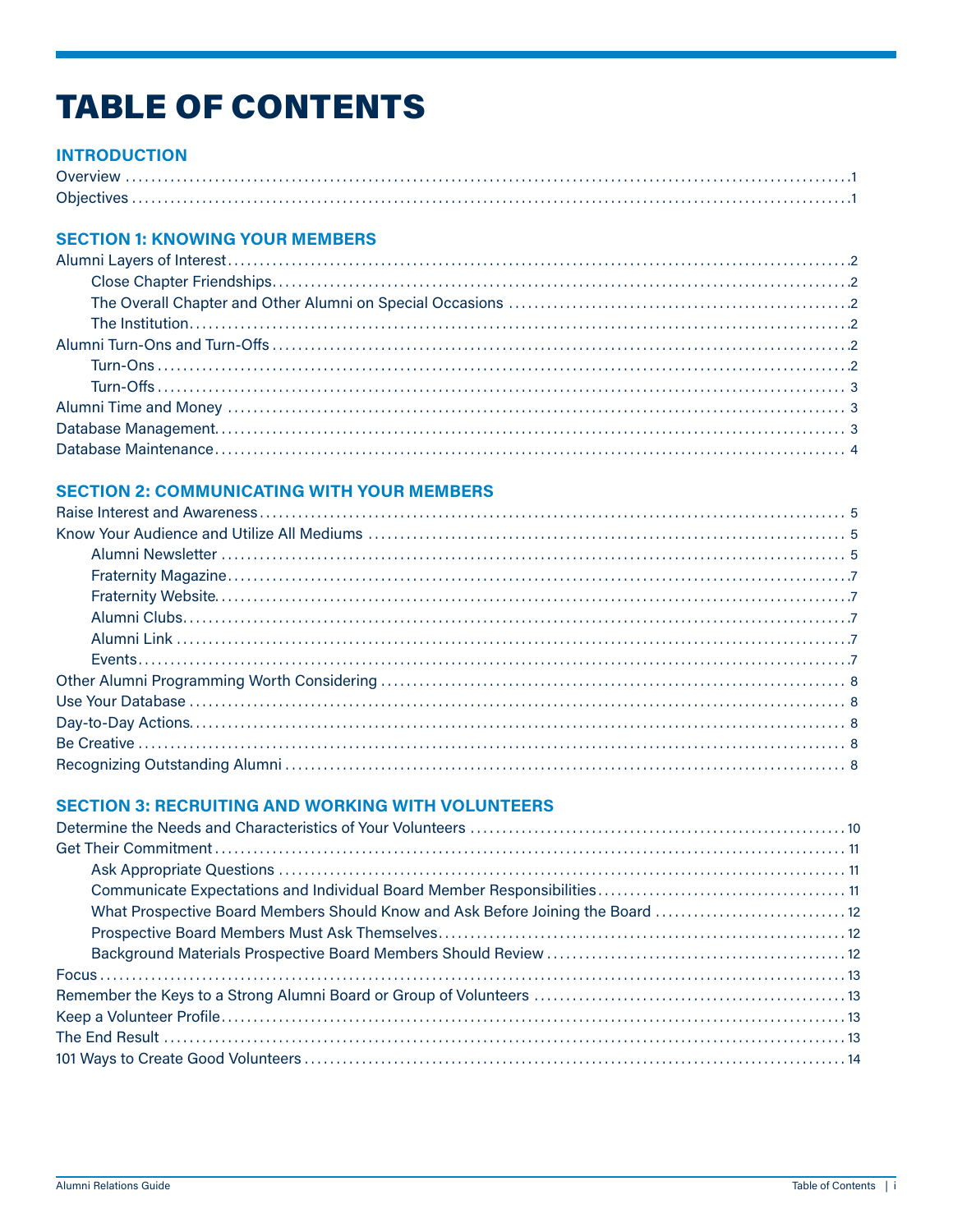# TABLE OF CONTENTS

## INTRODUCTION

Overview ..... 1
Objectives ..... 1

## SECTION 1: KNOWING YOUR MEMBERS

Alumni Layers of Interest ..... 2
- Close Chapter Friendships ..... 2
- The Overall Chapter and Other Alumni on Special Occasions ..... 2
- The Institution ..... 2

Alumni Turn-Ons and Turn-Offs ..... 2
- Turn-Ons ..... 2
- Turn-Offs ..... 3

Alumni Time and Money ..... 3
Database Management ..... 3
Database Maintenance ..... 4

## SECTION 2: COMMUNICATING WITH YOUR MEMBERS

Raise Interest and Awareness ..... 5
Know Your Audience and Utilize All Mediums ..... 5
- Alumni Newsletter ..... 5
- Fraternity Magazine ..... 7
- Fraternity Website ..... 7
- Alumni Clubs ..... 7
- Alumni Link ..... 7
- Events ..... 7

Other Alumni Programming Worth Considering ..... 8
Use Your Database ..... 8
Day-to-Day Actions ..... 8
Be Creative ..... 8
Recognizing Outstanding Alumni ..... 8

## SECTION 3: RECRUITING AND WORKING WITH VOLUNTEERS

Determine the Needs and Characteristics of Your Volunteers ..... 10
Get Their Commitment ..... 11
- Ask Appropriate Questions ..... 11
- Communicate Expectations and Individual Board Member Responsibilities ..... 11
- What Prospective Board Members Should Know and Ask Before Joining the Board ..... 12
- Prospective Board Members Must Ask Themselves ..... 12
- Background Materials Prospective Board Members Should Review ..... 12

Focus ..... 13
Remember the Keys to a Strong Alumni Board or Group of Volunteers ..... 13
Keep a Volunteer Profile ..... 13
The End Result ..... 13
101 Ways to Create Good Volunteers ..... 14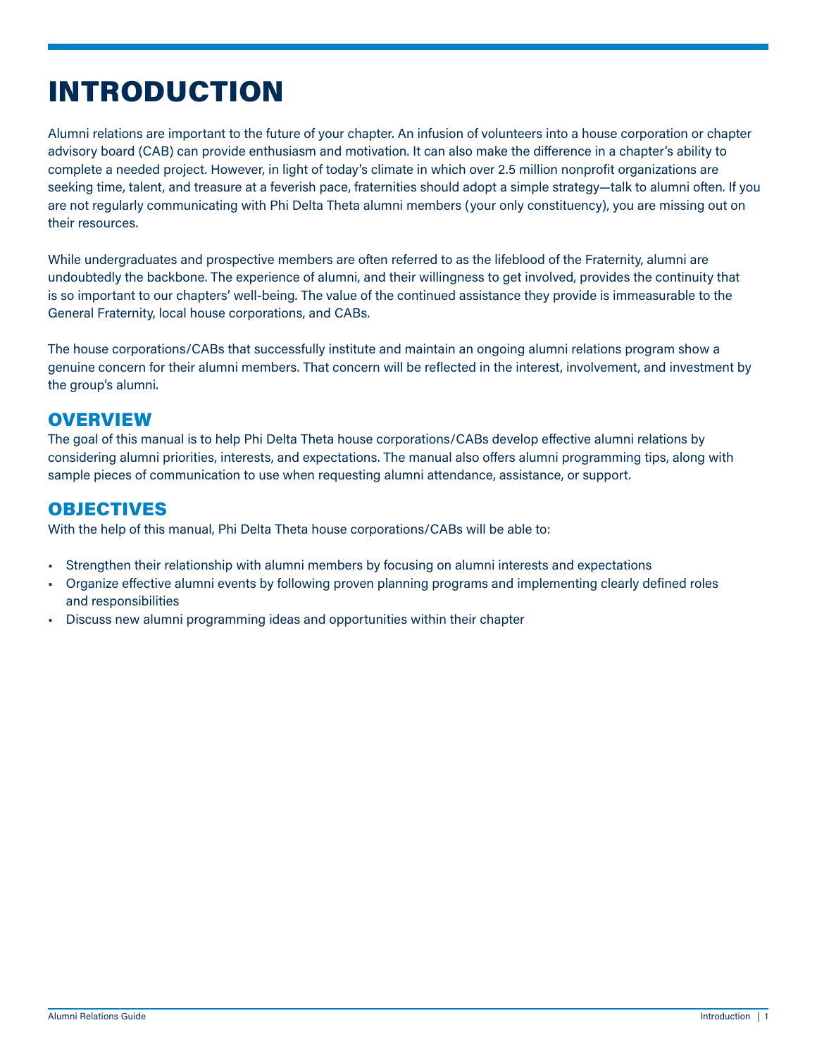# INTRODUCTION

Alumni relations are important to the future of your chapter. An infusion of volunteers into a house corporation or chapter advisory board (CAB) can provide enthusiasm and motivation. It can also make the difference in a chapter's ability to complete a needed project. However, in light of today's climate in which over 2.5 million nonprofit organizations are seeking time, talent, and treasure at a feverish pace, fraternities should adopt a simple strategy—talk to alumni often. If you are not regularly communicating with Phi Delta Theta alumni members (your only constituency), you are missing out on their resources.

While undergraduates and prospective members are often referred to as the lifeblood of the Fraternity, alumni are undoubtedly the backbone. The experience of alumni, and their willingness to get involved, provides the continuity that is so important to our chapters' well-being. The value of the continued assistance they provide is immeasurable to the General Fraternity, local house corporations, and CABs.

The house corporations/CABs that successfully institute and maintain an ongoing alumni relations program show a genuine concern for their alumni members. That concern will be reflected in the interest, involvement, and investment by the group's alumni.

## OVERVIEW

The goal of this manual is to help Phi Delta Theta house corporations/CABs develop effective alumni relations by considering alumni priorities, interests, and expectations. The manual also offers alumni programming tips, along with sample pieces of communication to use when requesting alumni attendance, assistance, or support.

## OBJECTIVES

With the help of this manual, Phi Delta Theta house corporations/CABs will be able to:

- Strengthen their relationship with alumni members by focusing on alumni interests and expectations
- Organize effective alumni events by following proven planning programs and implementing clearly defined roles and responsibilities
- Discuss new alumni programming ideas and opportunities within their chapter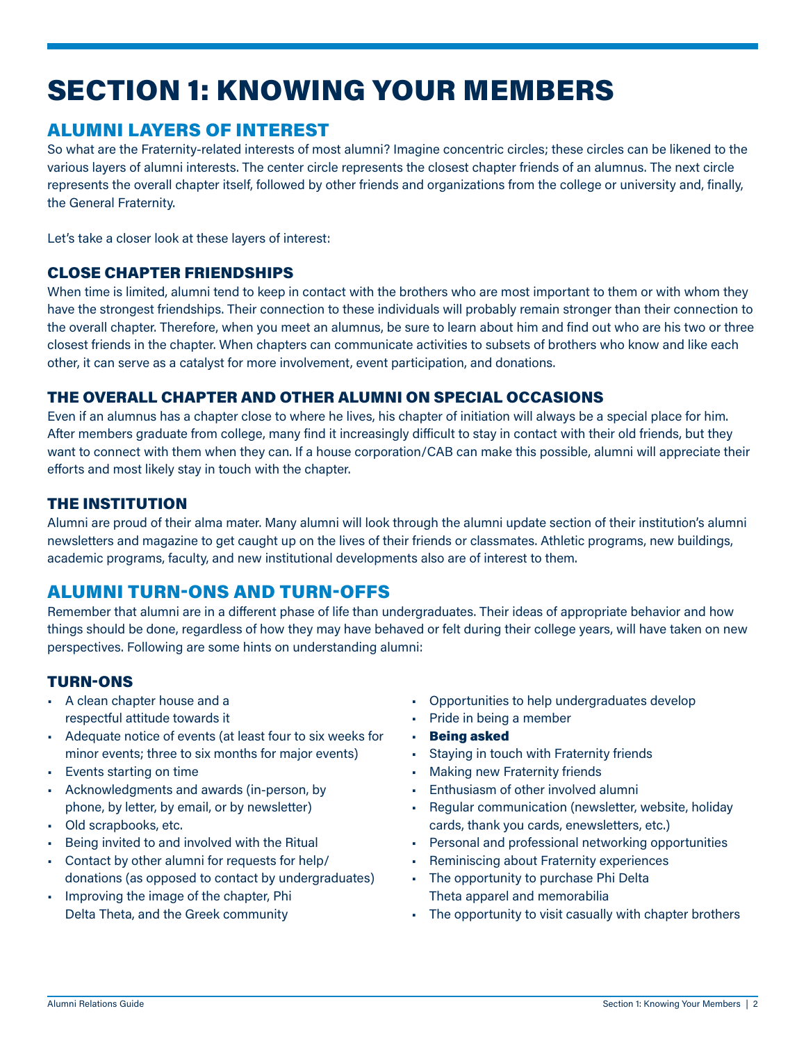# SECTION 1: KNOWING YOUR MEMBERS

## ALUMNI LAYERS OF INTEREST

So what are the Fraternity-related interests of most alumni? Imagine concentric circles; these circles can be likened to the various layers of alumni interests. The center circle represents the closest chapter friends of an alumnus. The next circle represents the overall chapter itself, followed by other friends and organizations from the college or university and, finally, the General Fraternity.

Let's take a closer look at these layers of interest:

### CLOSE CHAPTER FRIENDSHIPS

When time is limited, alumni tend to keep in contact with the brothers who are most important to them or with whom they have the strongest friendships. Their connection to these individuals will probably remain stronger than their connection to the overall chapter. Therefore, when you meet an alumnus, be sure to learn about him and find out who are his two or three closest friends in the chapter. When chapters can communicate activities to subsets of brothers who know and like each other, it can serve as a catalyst for more involvement, event participation, and donations.

### THE OVERALL CHAPTER AND OTHER ALUMNI ON SPECIAL OCCASIONS

Even if an alumnus has a chapter close to where he lives, his chapter of initiation will always be a special place for him. After members graduate from college, many find it increasingly difficult to stay in contact with their old friends, but they want to connect with them when they can. If a house corporation/CAB can make this possible, alumni will appreciate their efforts and most likely stay in touch with the chapter.

### THE INSTITUTION

Alumni are proud of their alma mater. Many alumni will look through the alumni update section of their institution's alumni newsletters and magazine to get caught up on the lives of their friends or classmates. Athletic programs, new buildings, academic programs, faculty, and new institutional developments also are of interest to them.

## ALUMNI TURN-ONS AND TURN-OFFS

Remember that alumni are in a different phase of life than undergraduates. Their ideas of appropriate behavior and how things should be done, regardless of how they may have behaved or felt during their college years, will have taken on new perspectives. Following are some hints on understanding alumni:

### TURN-ONS

- A clean chapter house and a respectful attitude towards it
- Adequate notice of events (at least four to six weeks for minor events; three to six months for major events)
- Events starting on time
- Acknowledgments and awards (in-person, by phone, by letter, by email, or by newsletter)
- Old scrapbooks, etc.
- Being invited to and involved with the Ritual
- Contact by other alumni for requests for help/donations (as opposed to contact by undergraduates)
- Improving the image of the chapter, Phi Delta Theta, and the Greek community
- Opportunities to help undergraduates develop
- Pride in being a member
- **Being asked**
- Staying in touch with Fraternity friends
- Making new Fraternity friends
- Enthusiasm of other involved alumni
- Regular communication (newsletter, website, holiday cards, thank you cards, enewsletters, etc.)
- Personal and professional networking opportunities
- Reminiscing about Fraternity experiences
- The opportunity to purchase Phi Delta Theta apparel and memorabilia
- The opportunity to visit casually with chapter brothers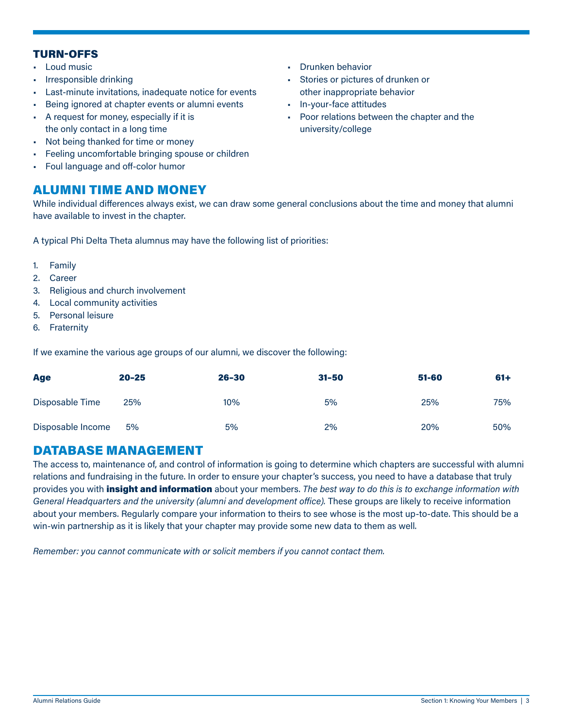### TURN-OFFS

- Loud music
- Irresponsible drinking
- Last-minute invitations, inadequate notice for events
- Being ignored at chapter events or alumni events
- A request for money, especially if it is the only contact in a long time
- Not being thanked for time or money
- Feeling uncomfortable bringing spouse or children
- Foul language and off-color humor
- Drunken behavior
- Stories or pictures of drunken or other inappropriate behavior
- In-your-face attitudes
- Poor relations between the chapter and the university/college

## ALUMNI TIME AND MONEY

While individual differences always exist, we can draw some general conclusions about the time and money that alumni have available to invest in the chapter.

A typical Phi Delta Theta alumnus may have the following list of priorities:

1. Family
2. Career
3. Religious and church involvement
4. Local community activities
5. Personal leisure
6. Fraternity

If we examine the various age groups of our alumni, we discover the following:

| Age | 20-25 | 26-30 | 31-50 | 51-60 | 61+ |
|---|---|---|---|---|---|
| Disposable Time | 25% | 10% | 5% | 25% | 75% |
| Disposable Income | 5% | 5% | 2% | 20% | 50% |

## DATABASE MANAGEMENT

The access to, maintenance of, and control of information is going to determine which chapters are successful with alumni relations and fundraising in the future. In order to ensure your chapter's success, you need to have a database that truly provides you with **insight and information** about your members. *The best way to do this is to exchange information with General Headquarters and the university (alumni and development office).* These groups are likely to receive information about your members. Regularly compare your information to theirs to see whose is the most up-to-date. This should be a win-win partnership as it is likely that your chapter may provide some new data to them as well.

*Remember: you cannot communicate with or solicit members if you cannot contact them.*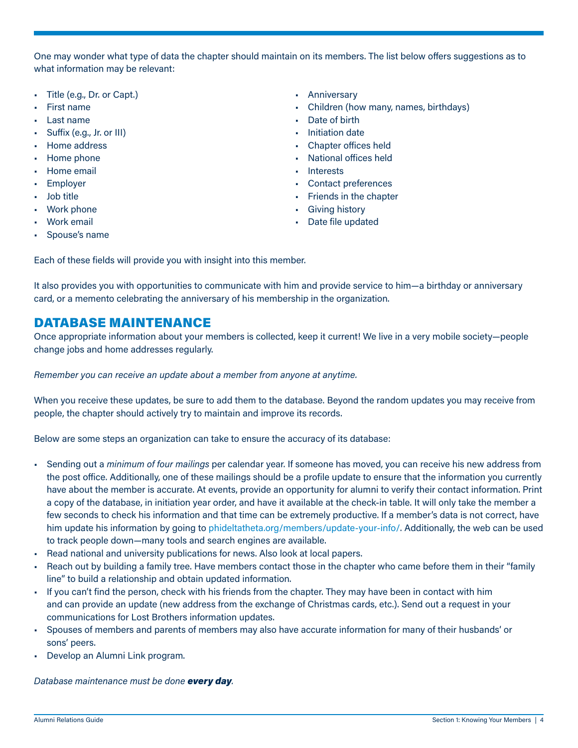One may wonder what type of data the chapter should maintain on its members. The list below offers suggestions as to what information may be relevant:

- Title (e.g., Dr. or Capt.)
- First name
- Last name
- Suffix (e.g., Jr. or III)
- Home address
- Home phone
- Home email
- Employer
- Job title
- Work phone
- Work email
- Spouse's name
- Anniversary
- Children (how many, names, birthdays)
- Date of birth
- Initiation date
- Chapter offices held
- National offices held
- Interests
- Contact preferences
- Friends in the chapter
- Giving history
- Date file updated

Each of these fields will provide you with insight into this member.

It also provides you with opportunities to communicate with him and provide service to him—a birthday or anniversary card, or a memento celebrating the anniversary of his membership in the organization.

## DATABASE MAINTENANCE

Once appropriate information about your members is collected, keep it current! We live in a very mobile society—people change jobs and home addresses regularly.

*Remember you can receive an update about a member from anyone at anytime.*

When you receive these updates, be sure to add them to the database. Beyond the random updates you may receive from people, the chapter should actively try to maintain and improve its records.

Below are some steps an organization can take to ensure the accuracy of its database:

- Sending out a *minimum of four mailings* per calendar year. If someone has moved, you can receive his new address from the post office. Additionally, one of these mailings should be a profile update to ensure that the information you currently have about the member is accurate. At events, provide an opportunity for alumni to verify their contact information. Print a copy of the database, in initiation year order, and have it available at the check-in table. It will only take the member a few seconds to check his information and that time can be extremely productive. If a member's data is not correct, have him update his information by going to phideltatheta.org/members/update-your-info/. Additionally, the web can be used to track people down—many tools and search engines are available.
- Read national and university publications for news. Also look at local papers.
- Reach out by building a family tree. Have members contact those in the chapter who came before them in their "family line" to build a relationship and obtain updated information.
- If you can't find the person, check with his friends from the chapter. They may have been in contact with him and can provide an update (new address from the exchange of Christmas cards, etc.). Send out a request in your communications for Lost Brothers information updates.
- Spouses of members and parents of members may also have accurate information for many of their husbands' or sons' peers.
- Develop an Alumni Link program.

*Database maintenance must be done **every day**.*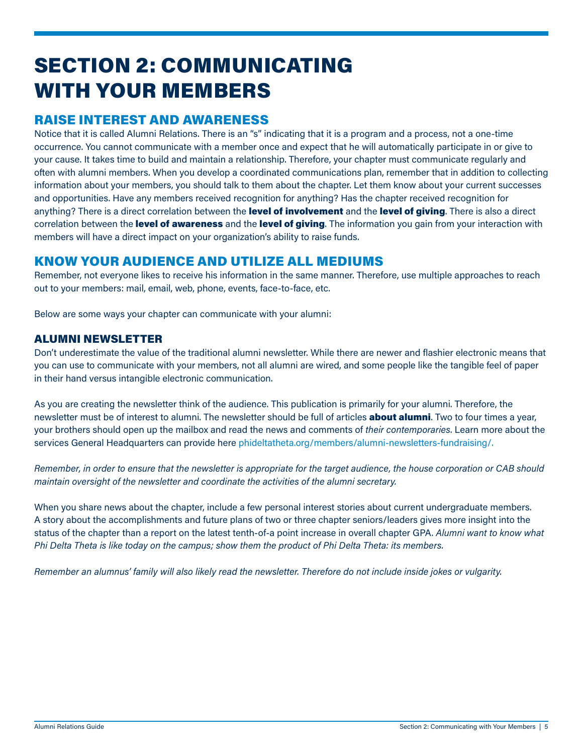# SECTION 2: COMMUNICATING WITH YOUR MEMBERS

## RAISE INTEREST AND AWARENESS

Notice that it is called Alumni Relations. There is an "s" indicating that it is a program and a process, not a one-time occurrence. You cannot communicate with a member once and expect that he will automatically participate in or give to your cause. It takes time to build and maintain a relationship. Therefore, your chapter must communicate regularly and often with alumni members. When you develop a coordinated communications plan, remember that in addition to collecting information about your members, you should talk to them about the chapter. Let them know about your current successes and opportunities. Have any members received recognition for anything? Has the chapter received recognition for anything? There is a direct correlation between the **level of involvement** and the **level of giving**. There is also a direct correlation between the **level of awareness** and the **level of giving**. The information you gain from your interaction with members will have a direct impact on your organization's ability to raise funds.

## KNOW YOUR AUDIENCE AND UTILIZE ALL MEDIUMS

Remember, not everyone likes to receive his information in the same manner. Therefore, use multiple approaches to reach out to your members: mail, email, web, phone, events, face-to-face, etc.

Below are some ways your chapter can communicate with your alumni:

### ALUMNI NEWSLETTER

Don't underestimate the value of the traditional alumni newsletter. While there are newer and flashier electronic means that you can use to communicate with your members, not all alumni are wired, and some people like the tangible feel of paper in their hand versus intangible electronic communication.

As you are creating the newsletter think of the audience. This publication is primarily for your alumni. Therefore, the newsletter must be of interest to alumni. The newsletter should be full of articles **about alumni**. Two to four times a year, your brothers should open up the mailbox and read the news and comments of *their contemporaries*. Learn more about the services General Headquarters can provide here phideltatheta.org/members/alumni-newsletters-fundraising/.

*Remember, in order to ensure that the newsletter is appropriate for the target audience, the house corporation or CAB should maintain oversight of the newsletter and coordinate the activities of the alumni secretary.*

When you share news about the chapter, include a few personal interest stories about current undergraduate members. A story about the accomplishments and future plans of two or three chapter seniors/leaders gives more insight into the status of the chapter than a report on the latest tenth-of-a point increase in overall chapter GPA. *Alumni want to know what Phi Delta Theta is like today on the campus; show them the product of Phi Delta Theta: its members.*

*Remember an alumnus' family will also likely read the newsletter. Therefore do not include inside jokes or vulgarity.*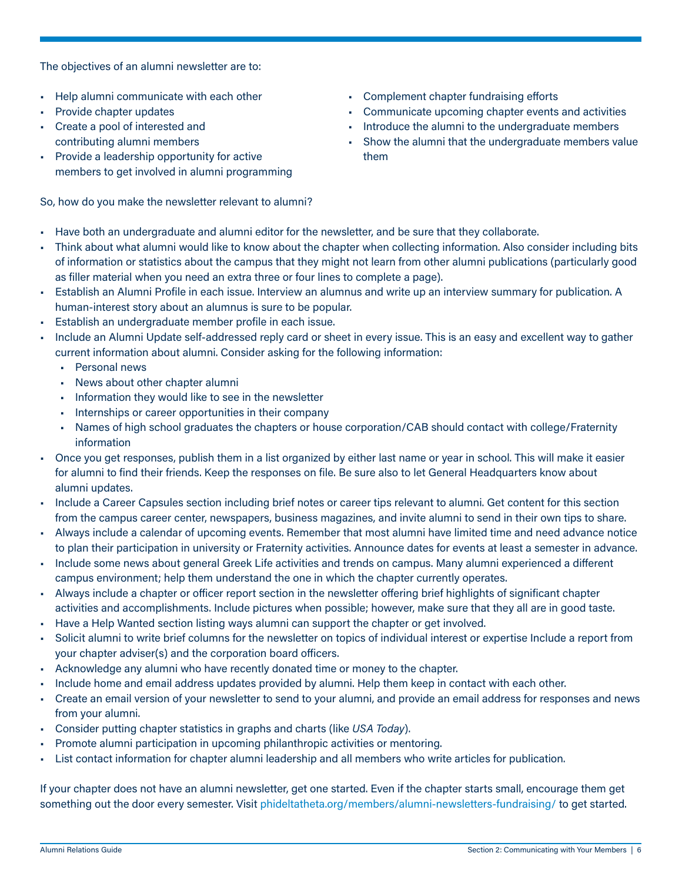The objectives of an alumni newsletter are to:

- Help alumni communicate with each other
- Provide chapter updates
- Create a pool of interested and contributing alumni members
- Provide a leadership opportunity for active members to get involved in alumni programming
- Complement chapter fundraising efforts
- Communicate upcoming chapter events and activities
- Introduce the alumni to the undergraduate members
- Show the alumni that the undergraduate members value them

So, how do you make the newsletter relevant to alumni?

- Have both an undergraduate and alumni editor for the newsletter, and be sure that they collaborate.
- Think about what alumni would like to know about the chapter when collecting information. Also consider including bits of information or statistics about the campus that they might not learn from other alumni publications (particularly good as filler material when you need an extra three or four lines to complete a page).
- Establish an Alumni Profile in each issue. Interview an alumnus and write up an interview summary for publication. A human-interest story about an alumnus is sure to be popular.
- Establish an undergraduate member profile in each issue.
- Include an Alumni Update self-addressed reply card or sheet in every issue. This is an easy and excellent way to gather current information about alumni. Consider asking for the following information:
  - Personal news
  - News about other chapter alumni
  - Information they would like to see in the newsletter
  - Internships or career opportunities in their company
  - Names of high school graduates the chapters or house corporation/CAB should contact with college/Fraternity information
- Once you get responses, publish them in a list organized by either last name or year in school. This will make it easier for alumni to find their friends. Keep the responses on file. Be sure also to let General Headquarters know about alumni updates.
- Include a Career Capsules section including brief notes or career tips relevant to alumni. Get content for this section from the campus career center, newspapers, business magazines, and invite alumni to send in their own tips to share.
- Always include a calendar of upcoming events. Remember that most alumni have limited time and need advance notice to plan their participation in university or Fraternity activities. Announce dates for events at least a semester in advance.
- Include some news about general Greek Life activities and trends on campus. Many alumni experienced a different campus environment; help them understand the one in which the chapter currently operates.
- Always include a chapter or officer report section in the newsletter offering brief highlights of significant chapter activities and accomplishments. Include pictures when possible; however, make sure that they all are in good taste.
- Have a Help Wanted section listing ways alumni can support the chapter or get involved.
- Solicit alumni to write brief columns for the newsletter on topics of individual interest or expertise Include a report from your chapter adviser(s) and the corporation board officers.
- Acknowledge any alumni who have recently donated time or money to the chapter.
- Include home and email address updates provided by alumni. Help them keep in contact with each other.
- Create an email version of your newsletter to send to your alumni, and provide an email address for responses and news from your alumni.
- Consider putting chapter statistics in graphs and charts (like *USA Today*).
- Promote alumni participation in upcoming philanthropic activities or mentoring.
- List contact information for chapter alumni leadership and all members who write articles for publication.

If your chapter does not have an alumni newsletter, get one started. Even if the chapter starts small, encourage them get something out the door every semester. Visit phideltatheta.org/members/alumni-newsletters-fundraising/ to get started.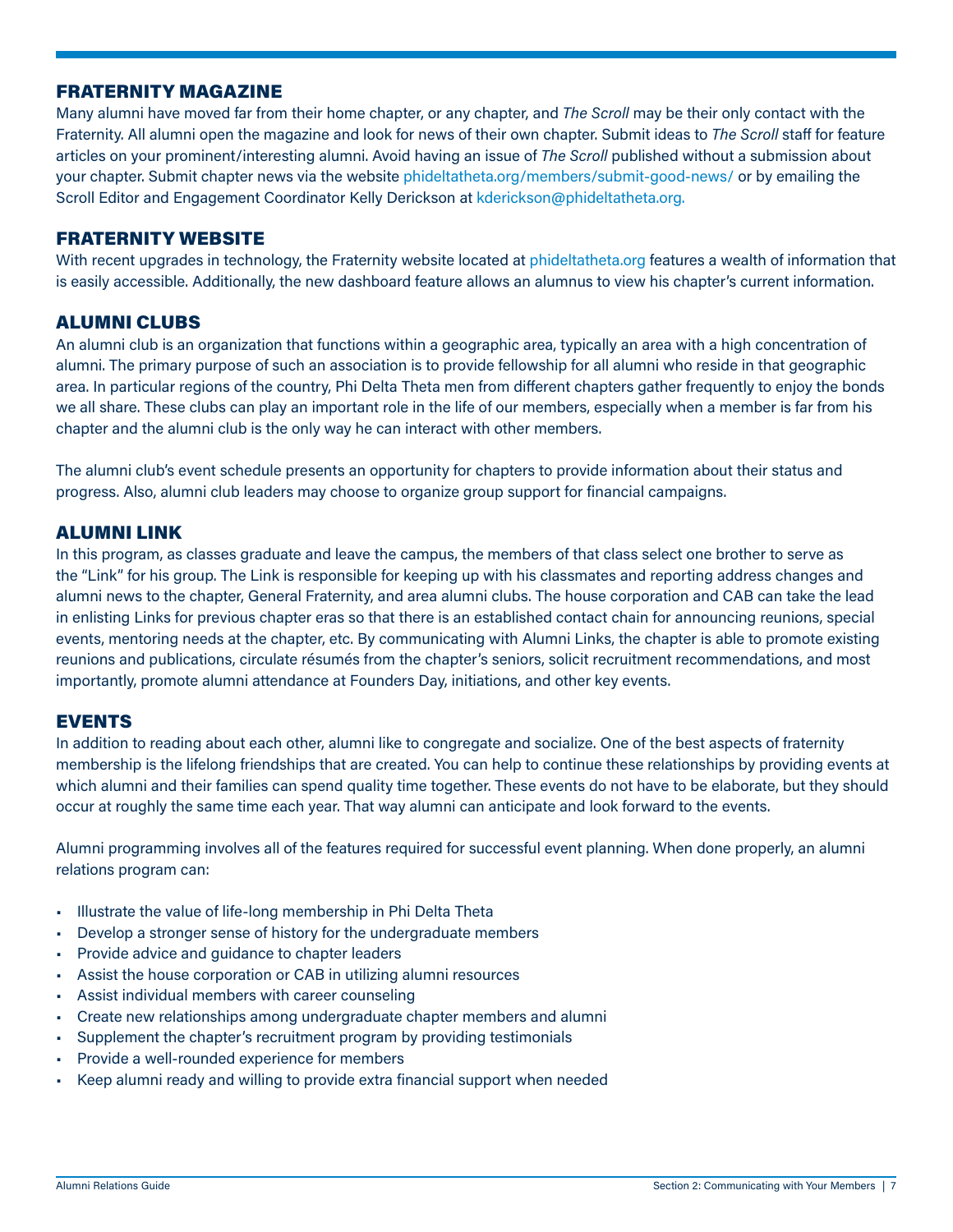## FRATERNITY MAGAZINE

Many alumni have moved far from their home chapter, or any chapter, and *The Scroll* may be their only contact with the Fraternity. All alumni open the magazine and look for news of their own chapter. Submit ideas to *The Scroll* staff for feature articles on your prominent/interesting alumni. Avoid having an issue of *The Scroll* published without a submission about your chapter. Submit chapter news via the website phideltatheta.org/members/submit-good-news/ or by emailing the Scroll Editor and Engagement Coordinator Kelly Derickson at kderickson@phideltatheta.org.

## FRATERNITY WEBSITE

With recent upgrades in technology, the Fraternity website located at phideltatheta.org features a wealth of information that is easily accessible. Additionally, the new dashboard feature allows an alumnus to view his chapter's current information.

## ALUMNI CLUBS

An alumni club is an organization that functions within a geographic area, typically an area with a high concentration of alumni. The primary purpose of such an association is to provide fellowship for all alumni who reside in that geographic area. In particular regions of the country, Phi Delta Theta men from different chapters gather frequently to enjoy the bonds we all share. These clubs can play an important role in the life of our members, especially when a member is far from his chapter and the alumni club is the only way he can interact with other members.

The alumni club's event schedule presents an opportunity for chapters to provide information about their status and progress. Also, alumni club leaders may choose to organize group support for financial campaigns.

## ALUMNI LINK

In this program, as classes graduate and leave the campus, the members of that class select one brother to serve as the "Link" for his group. The Link is responsible for keeping up with his classmates and reporting address changes and alumni news to the chapter, General Fraternity, and area alumni clubs. The house corporation and CAB can take the lead in enlisting Links for previous chapter eras so that there is an established contact chain for announcing reunions, special events, mentoring needs at the chapter, etc. By communicating with Alumni Links, the chapter is able to promote existing reunions and publications, circulate résumés from the chapter's seniors, solicit recruitment recommendations, and most importantly, promote alumni attendance at Founders Day, initiations, and other key events.

## EVENTS

In addition to reading about each other, alumni like to congregate and socialize. One of the best aspects of fraternity membership is the lifelong friendships that are created. You can help to continue these relationships by providing events at which alumni and their families can spend quality time together. These events do not have to be elaborate, but they should occur at roughly the same time each year. That way alumni can anticipate and look forward to the events.

Alumni programming involves all of the features required for successful event planning. When done properly, an alumni relations program can:

- Illustrate the value of life-long membership in Phi Delta Theta
- Develop a stronger sense of history for the undergraduate members
- Provide advice and guidance to chapter leaders
- Assist the house corporation or CAB in utilizing alumni resources
- Assist individual members with career counseling
- Create new relationships among undergraduate chapter members and alumni
- Supplement the chapter's recruitment program by providing testimonials
- Provide a well-rounded experience for members
- Keep alumni ready and willing to provide extra financial support when needed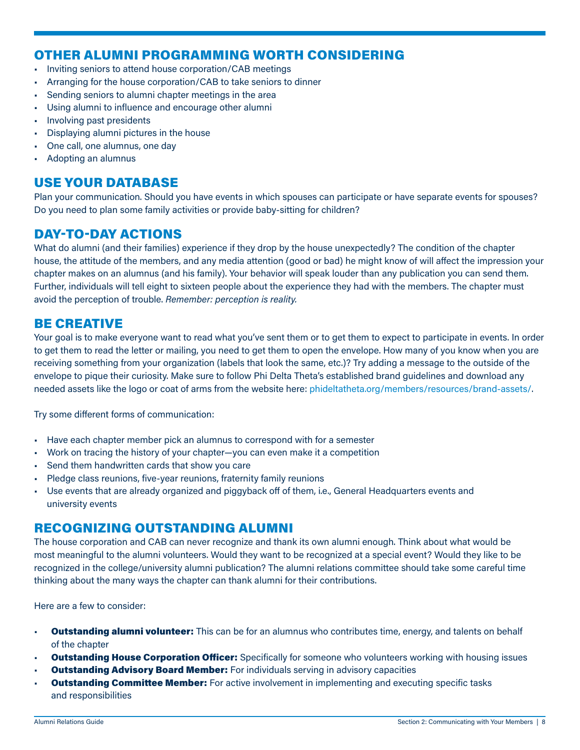## OTHER ALUMNI PROGRAMMING WORTH CONSIDERING

- Inviting seniors to attend house corporation/CAB meetings
- Arranging for the house corporation/CAB to take seniors to dinner
- Sending seniors to alumni chapter meetings in the area
- Using alumni to influence and encourage other alumni
- Involving past presidents
- Displaying alumni pictures in the house
- One call, one alumnus, one day
- Adopting an alumnus

## USE YOUR DATABASE

Plan your communication. Should you have events in which spouses can participate or have separate events for spouses? Do you need to plan some family activities or provide baby-sitting for children?

## DAY-TO-DAY ACTIONS

What do alumni (and their families) experience if they drop by the house unexpectedly? The condition of the chapter house, the attitude of the members, and any media attention (good or bad) he might know of will affect the impression your chapter makes on an alumnus (and his family). Your behavior will speak louder than any publication you can send them. Further, individuals will tell eight to sixteen people about the experience they had with the members. The chapter must avoid the perception of trouble. *Remember: perception is reality.*

## BE CREATIVE

Your goal is to make everyone want to read what you've sent them or to get them to expect to participate in events. In order to get them to read the letter or mailing, you need to get them to open the envelope. How many of you know when you are receiving something from your organization (labels that look the same, etc.)? Try adding a message to the outside of the envelope to pique their curiosity. Make sure to follow Phi Delta Theta's established brand guidelines and download any needed assets like the logo or coat of arms from the website here: phideltatheta.org/members/resources/brand-assets/.

Try some different forms of communication:

- Have each chapter member pick an alumnus to correspond with for a semester
- Work on tracing the history of your chapter—you can even make it a competition
- Send them handwritten cards that show you care
- Pledge class reunions, five-year reunions, fraternity family reunions
- Use events that are already organized and piggyback off of them, i.e., General Headquarters events and university events

## RECOGNIZING OUTSTANDING ALUMNI

The house corporation and CAB can never recognize and thank its own alumni enough. Think about what would be most meaningful to the alumni volunteers. Would they want to be recognized at a special event? Would they like to be recognized in the college/university alumni publication? The alumni relations committee should take some careful time thinking about the many ways the chapter can thank alumni for their contributions.

Here are a few to consider:

- **Outstanding alumni volunteer:** This can be for an alumnus who contributes time, energy, and talents on behalf of the chapter
- **Outstanding House Corporation Officer:** Specifically for someone who volunteers working with housing issues
- **Outstanding Advisory Board Member:** For individuals serving in advisory capacities
- **Outstanding Committee Member:** For active involvement in implementing and executing specific tasks and responsibilities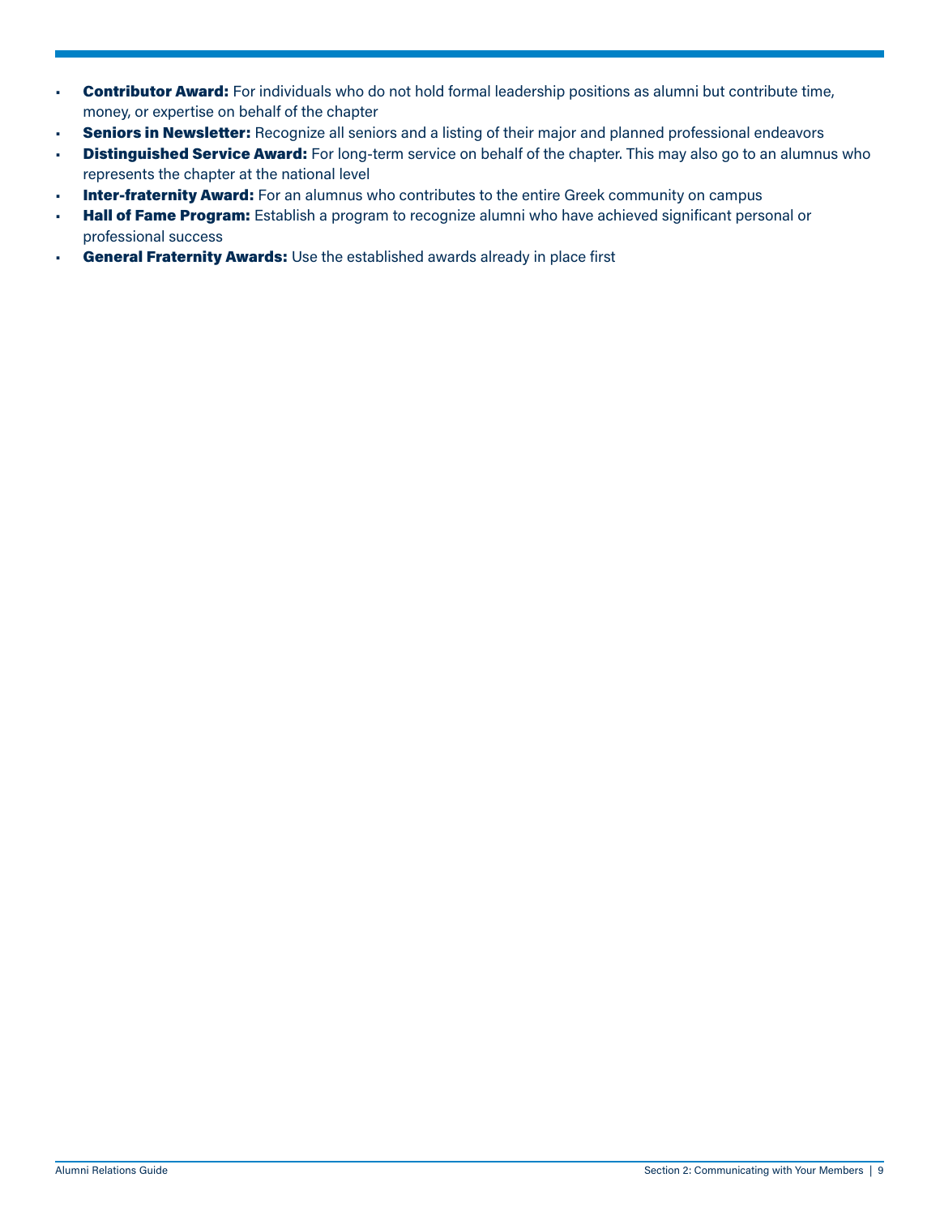- **Contributor Award:** For individuals who do not hold formal leadership positions as alumni but contribute time, money, or expertise on behalf of the chapter
- **Seniors in Newsletter:** Recognize all seniors and a listing of their major and planned professional endeavors
- **Distinguished Service Award:** For long-term service on behalf of the chapter. This may also go to an alumnus who represents the chapter at the national level
- **Inter-fraternity Award:** For an alumnus who contributes to the entire Greek community on campus
- **Hall of Fame Program:** Establish a program to recognize alumni who have achieved significant personal or professional success
- **General Fraternity Awards:** Use the established awards already in place first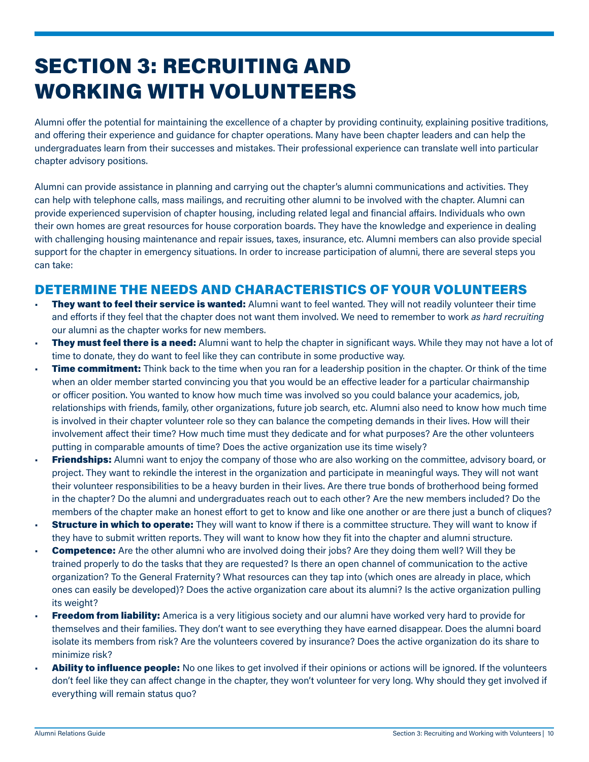# SECTION 3: RECRUITING AND WORKING WITH VOLUNTEERS

Alumni offer the potential for maintaining the excellence of a chapter by providing continuity, explaining positive traditions, and offering their experience and guidance for chapter operations. Many have been chapter leaders and can help the undergraduates learn from their successes and mistakes. Their professional experience can translate well into particular chapter advisory positions.

Alumni can provide assistance in planning and carrying out the chapter's alumni communications and activities. They can help with telephone calls, mass mailings, and recruiting other alumni to be involved with the chapter. Alumni can provide experienced supervision of chapter housing, including related legal and financial affairs. Individuals who own their own homes are great resources for house corporation boards. They have the knowledge and experience in dealing with challenging housing maintenance and repair issues, taxes, insurance, etc. Alumni members can also provide special support for the chapter in emergency situations. In order to increase participation of alumni, there are several steps you can take:

## DETERMINE THE NEEDS AND CHARACTERISTICS OF YOUR VOLUNTEERS

- **They want to feel their service is wanted:** Alumni want to feel wanted. They will not readily volunteer their time and efforts if they feel that the chapter does not want them involved. We need to remember to work *as hard recruiting* our alumni as the chapter works for new members.
- **They must feel there is a need:** Alumni want to help the chapter in significant ways. While they may not have a lot of time to donate, they do want to feel like they can contribute in some productive way.
- **Time commitment:** Think back to the time when you ran for a leadership position in the chapter. Or think of the time when an older member started convincing you that you would be an effective leader for a particular chairmanship or officer position. You wanted to know how much time was involved so you could balance your academics, job, relationships with friends, family, other organizations, future job search, etc. Alumni also need to know how much time is involved in their chapter volunteer role so they can balance the competing demands in their lives. How will their involvement affect their time? How much time must they dedicate and for what purposes? Are the other volunteers putting in comparable amounts of time? Does the active organization use its time wisely?
- **Friendships:** Alumni want to enjoy the company of those who are also working on the committee, advisory board, or project. They want to rekindle the interest in the organization and participate in meaningful ways. They will not want their volunteer responsibilities to be a heavy burden in their lives. Are there true bonds of brotherhood being formed in the chapter? Do the alumni and undergraduates reach out to each other? Are the new members included? Do the members of the chapter make an honest effort to get to know and like one another or are there just a bunch of cliques?
- **Structure in which to operate:** They will want to know if there is a committee structure. They will want to know if they have to submit written reports. They will want to know how they fit into the chapter and alumni structure.
- **Competence:** Are the other alumni who are involved doing their jobs? Are they doing them well? Will they be trained properly to do the tasks that they are requested? Is there an open channel of communication to the active organization? To the General Fraternity? What resources can they tap into (which ones are already in place, which ones can easily be developed)? Does the active organization care about its alumni? Is the active organization pulling its weight?
- **Freedom from liability:** America is a very litigious society and our alumni have worked very hard to provide for themselves and their families. They don't want to see everything they have earned disappear. Does the alumni board isolate its members from risk? Are the volunteers covered by insurance? Does the active organization do its share to minimize risk?
- **Ability to influence people:** No one likes to get involved if their opinions or actions will be ignored. If the volunteers don't feel like they can affect change in the chapter, they won't volunteer for very long. Why should they get involved if everything will remain status quo?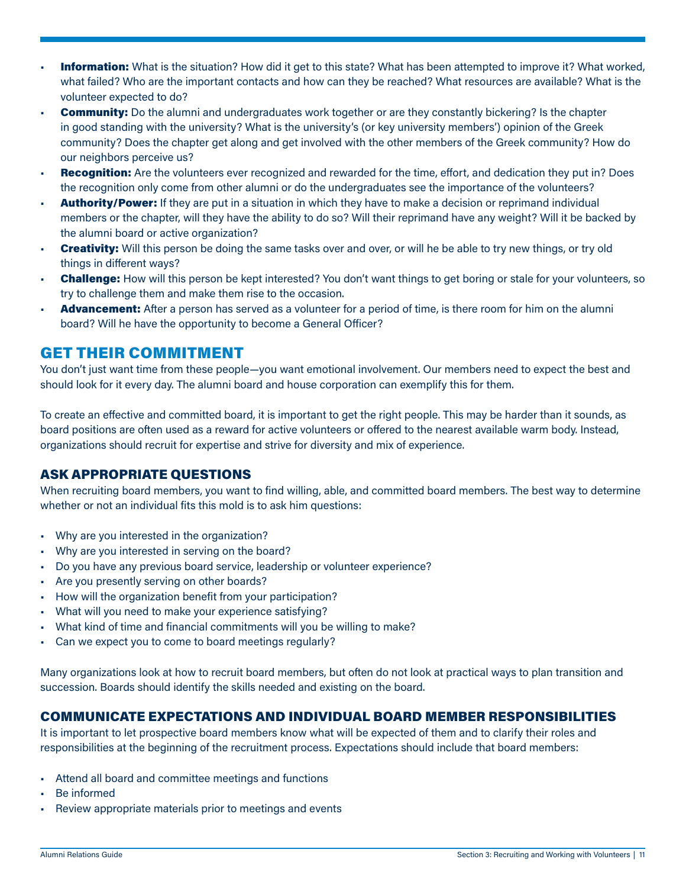- **Information:** What is the situation? How did it get to this state? What has been attempted to improve it? What worked, what failed? Who are the important contacts and how can they be reached? What resources are available? What is the volunteer expected to do?
- **Community:** Do the alumni and undergraduates work together or are they constantly bickering? Is the chapter in good standing with the university? What is the university's (or key university members') opinion of the Greek community? Does the chapter get along and get involved with the other members of the Greek community? How do our neighbors perceive us?
- **Recognition:** Are the volunteers ever recognized and rewarded for the time, effort, and dedication they put in? Does the recognition only come from other alumni or do the undergraduates see the importance of the volunteers?
- **Authority/Power:** If they are put in a situation in which they have to make a decision or reprimand individual members or the chapter, will they have the ability to do so? Will their reprimand have any weight? Will it be backed by the alumni board or active organization?
- **Creativity:** Will this person be doing the same tasks over and over, or will he be able to try new things, or try old things in different ways?
- **Challenge:** How will this person be kept interested? You don't want things to get boring or stale for your volunteers, so try to challenge them and make them rise to the occasion.
- **Advancement:** After a person has served as a volunteer for a period of time, is there room for him on the alumni board? Will he have the opportunity to become a General Officer?

## GET THEIR COMMITMENT

You don't just want time from these people—you want emotional involvement. Our members need to expect the best and should look for it every day. The alumni board and house corporation can exemplify this for them.

To create an effective and committed board, it is important to get the right people. This may be harder than it sounds, as board positions are often used as a reward for active volunteers or offered to the nearest available warm body. Instead, organizations should recruit for expertise and strive for diversity and mix of experience.

### ASK APPROPRIATE QUESTIONS

When recruiting board members, you want to find willing, able, and committed board members. The best way to determine whether or not an individual fits this mold is to ask him questions:

- Why are you interested in the organization?
- Why are you interested in serving on the board?
- Do you have any previous board service, leadership or volunteer experience?
- Are you presently serving on other boards?
- How will the organization benefit from your participation?
- What will you need to make your experience satisfying?
- What kind of time and financial commitments will you be willing to make?
- Can we expect you to come to board meetings regularly?

Many organizations look at how to recruit board members, but often do not look at practical ways to plan transition and succession. Boards should identify the skills needed and existing on the board.

### COMMUNICATE EXPECTATIONS AND INDIVIDUAL BOARD MEMBER RESPONSIBILITIES

It is important to let prospective board members know what will be expected of them and to clarify their roles and responsibilities at the beginning of the recruitment process. Expectations should include that board members:

- Attend all board and committee meetings and functions
- Be informed
- Review appropriate materials prior to meetings and events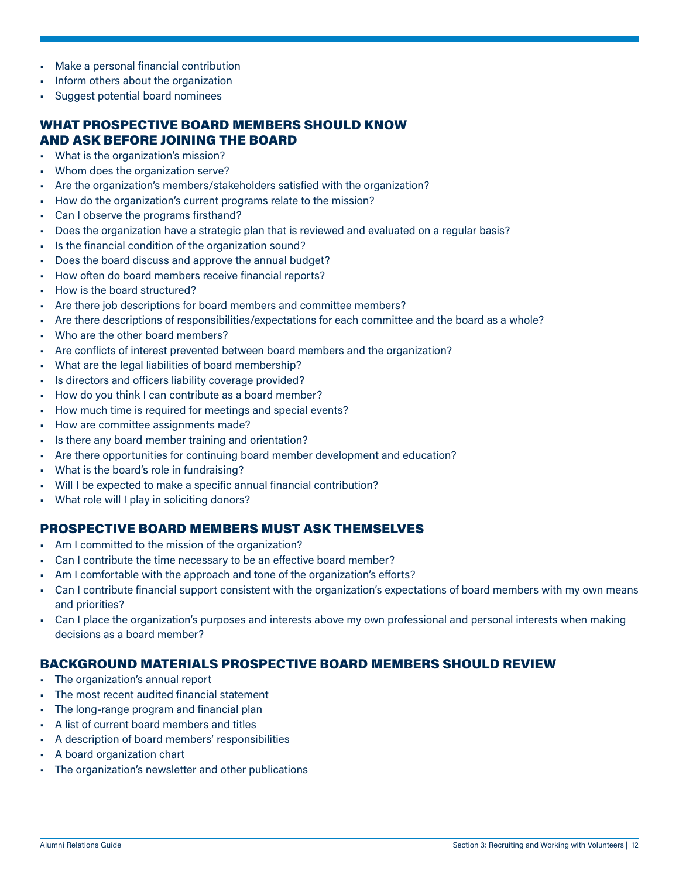- Make a personal financial contribution
- Inform others about the organization
- Suggest potential board nominees

## WHAT PROSPECTIVE BOARD MEMBERS SHOULD KNOW AND ASK BEFORE JOINING THE BOARD

- What is the organization's mission?
- Whom does the organization serve?
- Are the organization's members/stakeholders satisfied with the organization?
- How do the organization's current programs relate to the mission?
- Can I observe the programs firsthand?
- Does the organization have a strategic plan that is reviewed and evaluated on a regular basis?
- Is the financial condition of the organization sound?
- Does the board discuss and approve the annual budget?
- How often do board members receive financial reports?
- How is the board structured?
- Are there job descriptions for board members and committee members?
- Are there descriptions of responsibilities/expectations for each committee and the board as a whole?
- Who are the other board members?
- Are conflicts of interest prevented between board members and the organization?
- What are the legal liabilities of board membership?
- Is directors and officers liability coverage provided?
- How do you think I can contribute as a board member?
- How much time is required for meetings and special events?
- How are committee assignments made?
- Is there any board member training and orientation?
- Are there opportunities for continuing board member development and education?
- What is the board's role in fundraising?
- Will I be expected to make a specific annual financial contribution?
- What role will I play in soliciting donors?

## PROSPECTIVE BOARD MEMBERS MUST ASK THEMSELVES

- Am I committed to the mission of the organization?
- Can I contribute the time necessary to be an effective board member?
- Am I comfortable with the approach and tone of the organization's efforts?
- Can I contribute financial support consistent with the organization's expectations of board members with my own means and priorities?
- Can I place the organization's purposes and interests above my own professional and personal interests when making decisions as a board member?

## BACKGROUND MATERIALS PROSPECTIVE BOARD MEMBERS SHOULD REVIEW

- The organization's annual report
- The most recent audited financial statement
- The long-range program and financial plan
- A list of current board members and titles
- A description of board members' responsibilities
- A board organization chart
- The organization's newsletter and other publications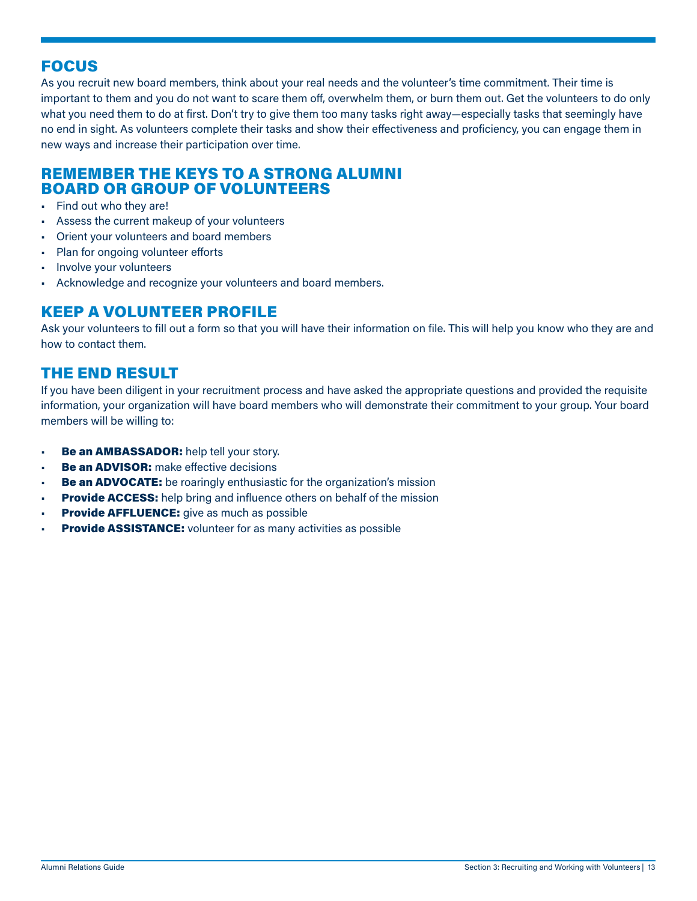## FOCUS

As you recruit new board members, think about your real needs and the volunteer's time commitment. Their time is important to them and you do not want to scare them off, overwhelm them, or burn them out. Get the volunteers to do only what you need them to do at first. Don't try to give them too many tasks right away—especially tasks that seemingly have no end in sight. As volunteers complete their tasks and show their effectiveness and proficiency, you can engage them in new ways and increase their participation over time.

## REMEMBER THE KEYS TO A STRONG ALUMNI BOARD OR GROUP OF VOLUNTEERS

- Find out who they are!
- Assess the current makeup of your volunteers
- Orient your volunteers and board members
- Plan for ongoing volunteer efforts
- Involve your volunteers
- Acknowledge and recognize your volunteers and board members.

## KEEP A VOLUNTEER PROFILE

Ask your volunteers to fill out a form so that you will have their information on file. This will help you know who they are and how to contact them.

## THE END RESULT

If you have been diligent in your recruitment process and have asked the appropriate questions and provided the requisite information, your organization will have board members who will demonstrate their commitment to your group. Your board members will be willing to:

- **Be an AMBASSADOR:** help tell your story.
- **Be an ADVISOR:** make effective decisions
- **Be an ADVOCATE:** be roaringly enthusiastic for the organization's mission
- **Provide ACCESS:** help bring and influence others on behalf of the mission
- **Provide AFFLUENCE:** give as much as possible
- **Provide ASSISTANCE:** volunteer for as many activities as possible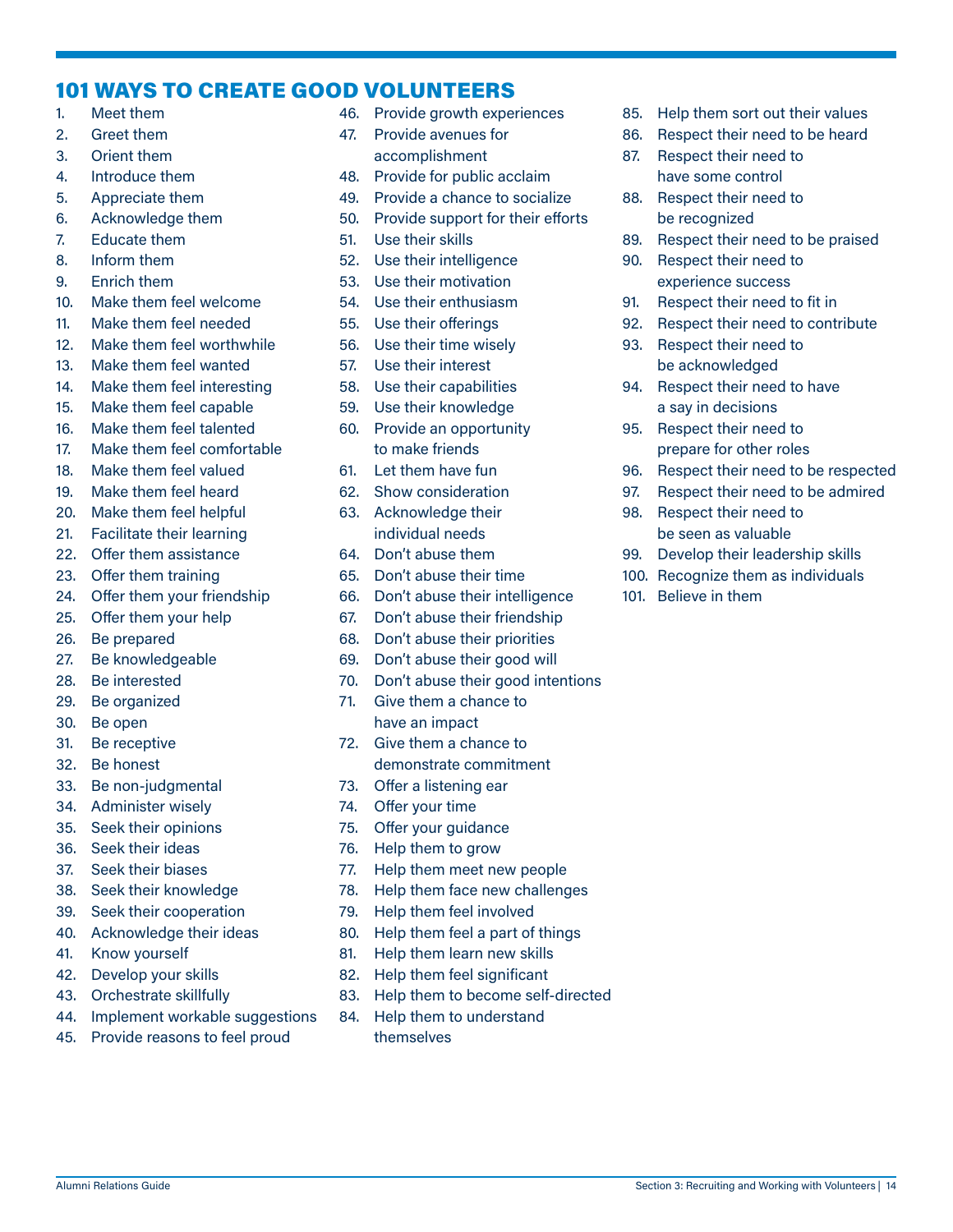# 101 WAYS TO CREATE GOOD VOLUNTEERS

1. Meet them
2. Greet them
3. Orient them
4. Introduce them
5. Appreciate them
6. Acknowledge them
7. Educate them
8. Inform them
9. Enrich them
10. Make them feel welcome
11. Make them feel needed
12. Make them feel worthwhile
13. Make them feel wanted
14. Make them feel interesting
15. Make them feel capable
16. Make them feel talented
17. Make them feel comfortable
18. Make them feel valued
19. Make them feel heard
20. Make them feel helpful
21. Facilitate their learning
22. Offer them assistance
23. Offer them training
24. Offer them your friendship
25. Offer them your help
26. Be prepared
27. Be knowledgeable
28. Be interested
29. Be organized
30. Be open
31. Be receptive
32. Be honest
33. Be non-judgmental
34. Administer wisely
35. Seek their opinions
36. Seek their ideas
37. Seek their biases
38. Seek their knowledge
39. Seek their cooperation
40. Acknowledge their ideas
41. Know yourself
42. Develop your skills
43. Orchestrate skillfully
44. Implement workable suggestions
45. Provide reasons to feel proud
46. Provide growth experiences
47. Provide avenues for accomplishment
48. Provide for public acclaim
49. Provide a chance to socialize
50. Provide support for their efforts
51. Use their skills
52. Use their intelligence
53. Use their motivation
54. Use their enthusiasm
55. Use their offerings
56. Use their time wisely
57. Use their interest
58. Use their capabilities
59. Use their knowledge
60. Provide an opportunity to make friends
61. Let them have fun
62. Show consideration
63. Acknowledge their individual needs
64. Don't abuse them
65. Don't abuse their time
66. Don't abuse their intelligence
67. Don't abuse their friendship
68. Don't abuse their priorities
69. Don't abuse their good will
70. Don't abuse their good intentions
71. Give them a chance to have an impact
72. Give them a chance to demonstrate commitment
73. Offer a listening ear
74. Offer your time
75. Offer your guidance
76. Help them to grow
77. Help them meet new people
78. Help them face new challenges
79. Help them feel involved
80. Help them feel a part of things
81. Help them learn new skills
82. Help them feel significant
83. Help them to become self-directed
84. Help them to understand themselves
85. Help them sort out their values
86. Respect their need to be heard
87. Respect their need to have some control
88. Respect their need to be recognized
89. Respect their need to be praised
90. Respect their need to experience success
91. Respect their need to fit in
92. Respect their need to contribute
93. Respect their need to be acknowledged
94. Respect their need to have a say in decisions
95. Respect their need to prepare for other roles
96. Respect their need to be respected
97. Respect their need to be admired
98. Respect their need to be seen as valuable
99. Develop their leadership skills
100. Recognize them as individuals
101. Believe in them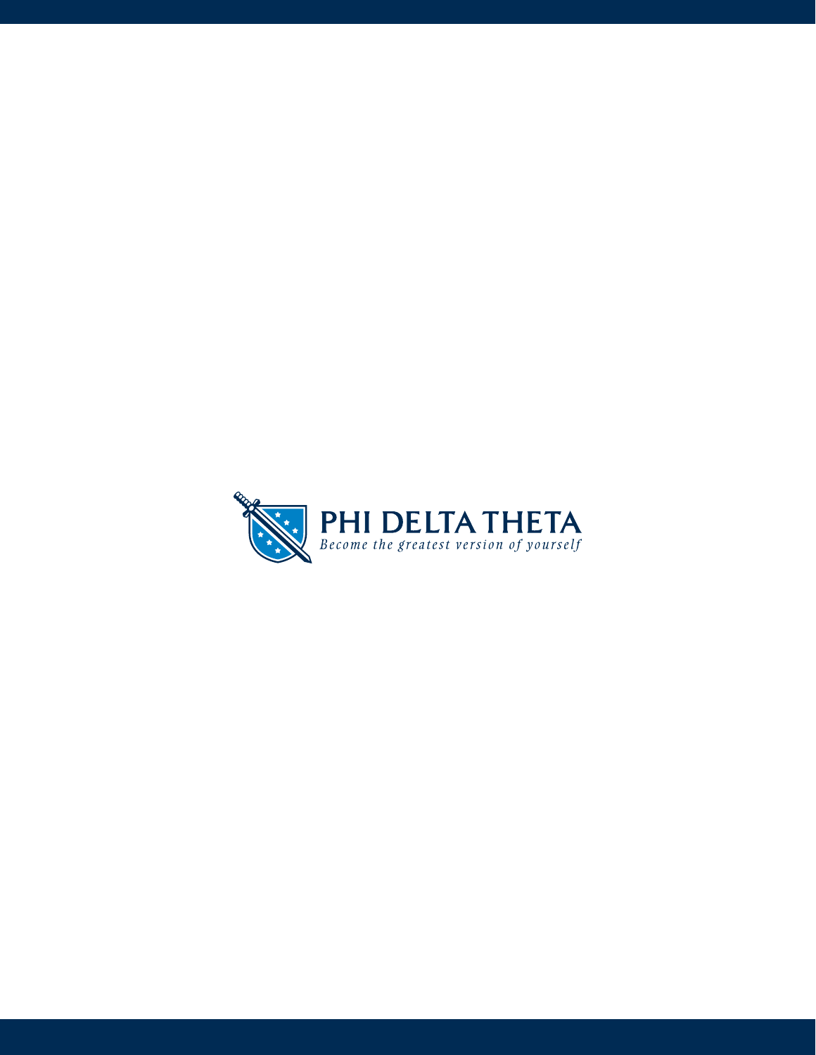PHI DELTA THETA

*Become the greatest version of yourself*